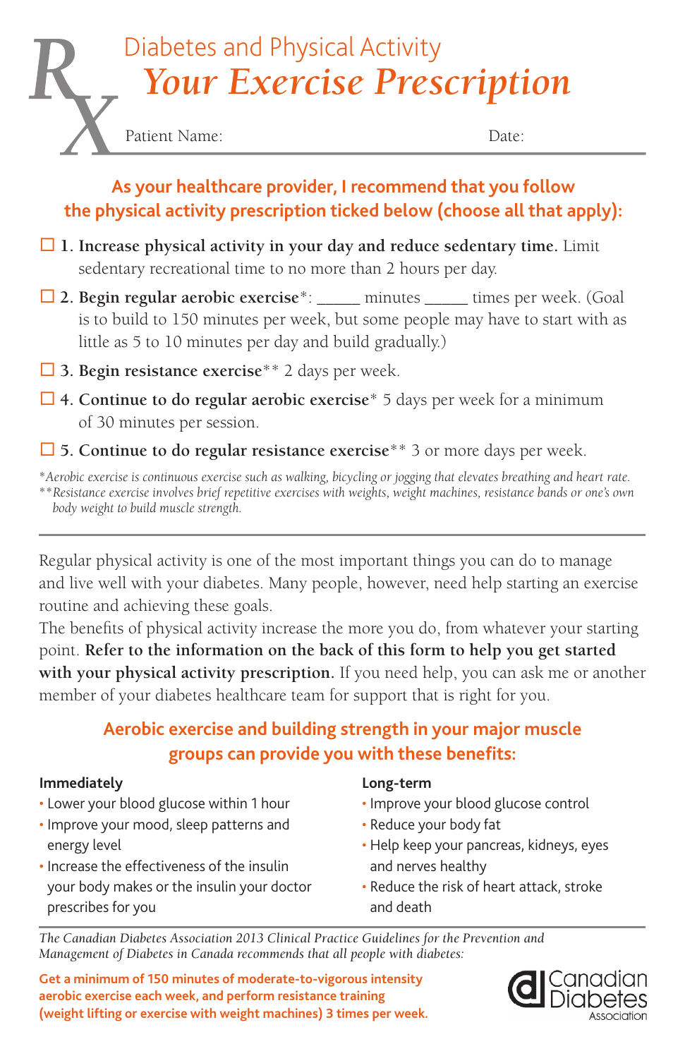# Diabetes and Physical Activity

## *Your Exercise Prescription*

Patient Name: Date:

**As your healthcare provider, I recommend that you follow the physical activity prescription ticked below (choose all that apply):**

- ☐ **1. Increase physical activity in your day and reduce sedentary time.** Limit sedentary recreational time to no more than 2 hours per day.
- ☐ **2. Begin regular aerobic exercise***: _____ minutes _____ times per week. (Goal is to build to 150 minutes per week, but some people may have to start with as little as 5 to 10 minutes per day and build gradually.)
- ☐ **3. Begin resistance exercise**** 2 days per week.
- ☐ **4. Continue to do regular aerobic exercise*** 5 days per week for a minimum of 30 minutes per session.
- ☐ **5. Continue to do regular resistance exercise**** 3 or more days per week.

*\*Aerobic exercise is continuous exercise such as walking, bicycling or jogging that elevates breathing and heart rate.*
*\*\*Resistance exercise involves brief repetitive exercises with weights, weight machines, resistance bands or one's own body weight to build muscle strength.*

---

Regular physical activity is one of the most important things you can do to manage and live well with your diabetes. Many people, however, need help starting an exercise routine and achieving these goals.

The benefits of physical activity increase the more you do, from whatever your starting point. **Refer to the information on the back of this form to help you get started with your physical activity prescription.** If you need help, you can ask me or another member of your diabetes healthcare team for support that is right for you.

### Aerobic exercise and building strength in your major muscle groups can provide you with these benefits:

**Immediately**

- Lower your blood glucose within 1 hour
- Improve your mood, sleep patterns and energy level
- Increase the effectiveness of the insulin your body makes or the insulin your doctor prescribes for you

**Long-term**

- Improve your blood glucose control
- Reduce your body fat
- Help keep your pancreas, kidneys, eyes and nerves healthy
- Reduce the risk of heart attack, stroke and death

---

*The Canadian Diabetes Association 2013 Clinical Practice Guidelines for the Prevention and Management of Diabetes in Canada recommends that all people with diabetes:*

**Get a minimum of 150 minutes of moderate-to-vigorous intensity aerobic exercise each week, and perform resistance training (weight lifting or exercise with weight machines) 3 times per week.**

Canadian Diabetes Association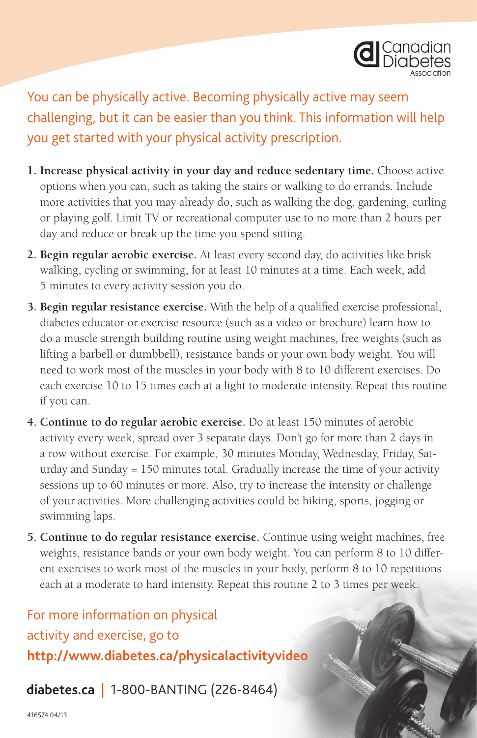Canadian Diabetes Association

You can be physically active. Becoming physically active may seem challenging, but it can be easier than you think. This information will help you get started with your physical activity prescription.

1. **Increase physical activity in your day and reduce sedentary time.** Choose active options when you can, such as taking the stairs or walking to do errands. Include more activities that you may already do, such as walking the dog, gardening, curling or playing golf. Limit TV or recreational computer use to no more than 2 hours per day and reduce or break up the time you spend sitting.
2. **Begin regular aerobic exercise.** At least every second day, do activities like brisk walking, cycling or swimming, for at least 10 minutes at a time. Each week, add 5 minutes to every activity session you do.
3. **Begin regular resistance exercise.** With the help of a qualified exercise professional, diabetes educator or exercise resource (such as a video or brochure) learn how to do a muscle strength building routine using weight machines, free weights (such as lifting a barbell or dumbbell), resistance bands or your own body weight. You will need to work most of the muscles in your body with 8 to 10 different exercises. Do each exercise 10 to 15 times each at a light to moderate intensity. Repeat this routine if you can.
4. **Continue to do regular aerobic exercise.** Do at least 150 minutes of aerobic activity every week, spread over 3 separate days. Don't go for more than 2 days in a row without exercise. For example, 30 minutes Monday, Wednesday, Friday, Saturday and Sunday = 150 minutes total. Gradually increase the time of your activity sessions up to 60 minutes or more. Also, try to increase the intensity or challenge of your activities. More challenging activities could be hiking, sports, jogging or swimming laps.
5. **Continue to do regular resistance exercise.** Continue using weight machines, free weights, resistance bands or your own body weight. You can perform 8 to 10 different exercises to work most of the muscles in your body, perform 8 to 10 repetitions each at a moderate to hard intensity. Repeat this routine 2 to 3 times per week.

For more information on physical activity and exercise, go to **http://www.diabetes.ca/physicalactivityvideo**

**diabetes.ca** | 1-800-BANTING (226-8464)

416574 04/13